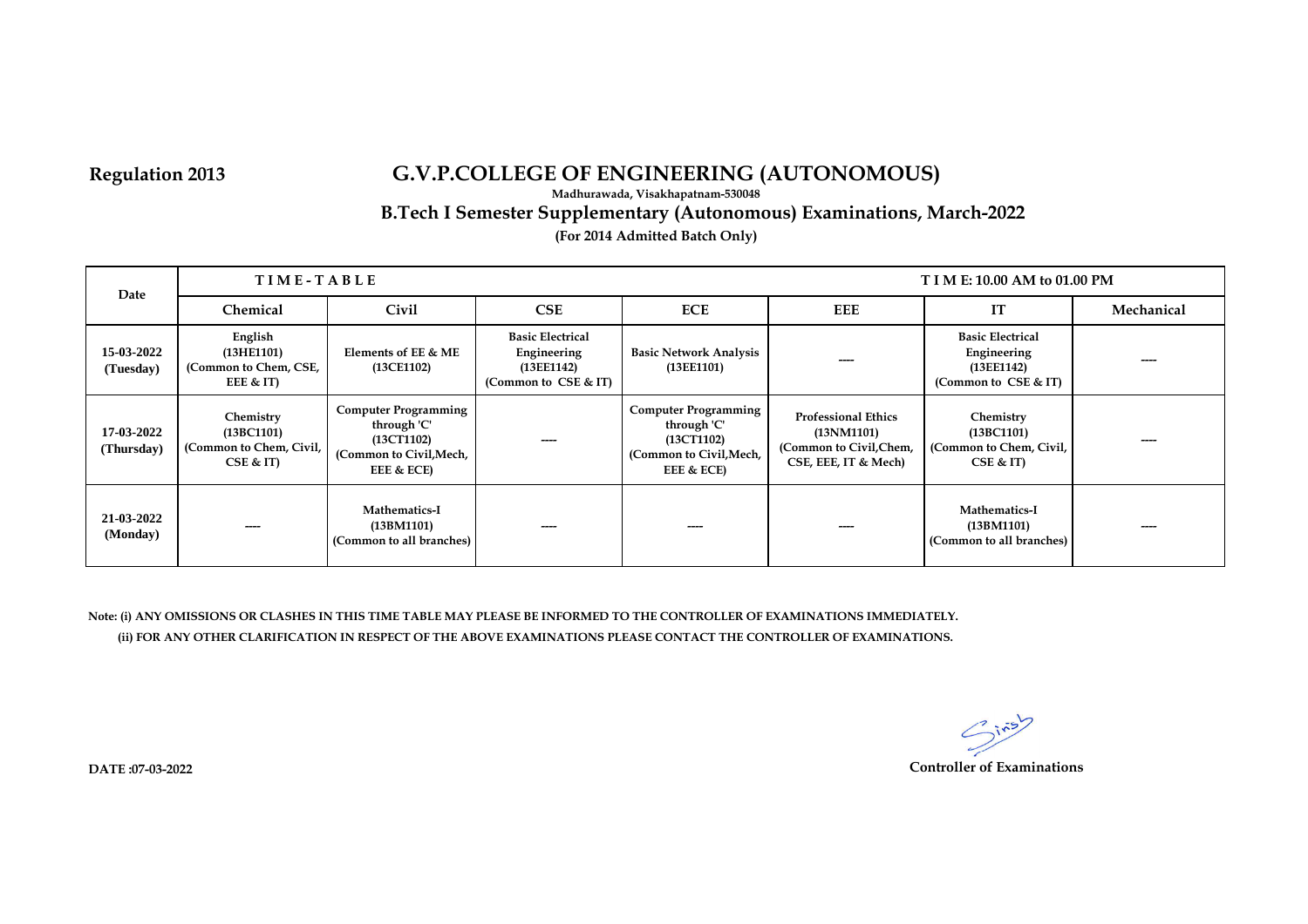Regulation 2013

# G.V.P.COLLEGE OF ENGINEERING (AUTONOMOUS)

**Madhurawada, Visakhapatnam-530048**

## B.Tech I Semester Supplementary (Autonomous) Examinations, March-2022

**(For 2014 Admitted Batch Only)**

| Date | TIME-TABLE | | | | | TIME: 10.00 AM to 01.00 PM | |
|---|---|---|---|---|---|---|---|
| | Chemical | Civil | CSE | ECE | EEE | IT | Mechanical |
| 15-03-2022 (Tuesday) | English (13HE1101) (Common to Chem, CSE, EEE & IT) | Elements of EE & ME (13CE1102) | Basic Electrical Engineering (13EE1142) (Common to CSE & IT) | Basic Network Analysis (13EE1101) | ---- | Basic Electrical Engineering (13EE1142) (Common to CSE & IT) | ---- |
| 17-03-2022 (Thursday) | Chemistry (13BC1101) (Common to Chem, Civil, CSE & IT) | Computer Programming through 'C' (13CT1102) (Common to Civil,Mech, EEE & ECE) | ---- | Computer Programming through 'C' (13CT1102) (Common to Civil,Mech, EEE & ECE) | Professional Ethics (13NM1101) (Common to Civil,Chem, CSE, EEE, IT & Mech) | Chemistry (13BC1101) (Common to Chem, Civil, CSE & IT) | ---- |
| 21-03-2022 (Monday) | ---- | Mathematics-I (13BM1101) (Common to all branches) | ---- | ---- | ---- | Mathematics-I (13BM1101) (Common to all branches) | ---- |

**Note: (i) ANY OMISSIONS OR CLASHES IN THIS TIME TABLE MAY PLEASE BE INFORMED TO THE CONTROLLER OF EXAMINATIONS IMMEDIATELY.**

**(ii) FOR ANY OTHER CLARIFICATION IN RESPECT OF THE ABOVE EXAMINATIONS PLEASE CONTACT THE CONTROLLER OF EXAMINATIONS.**

**DATE :07-03-2022**

**Controller of Examinations**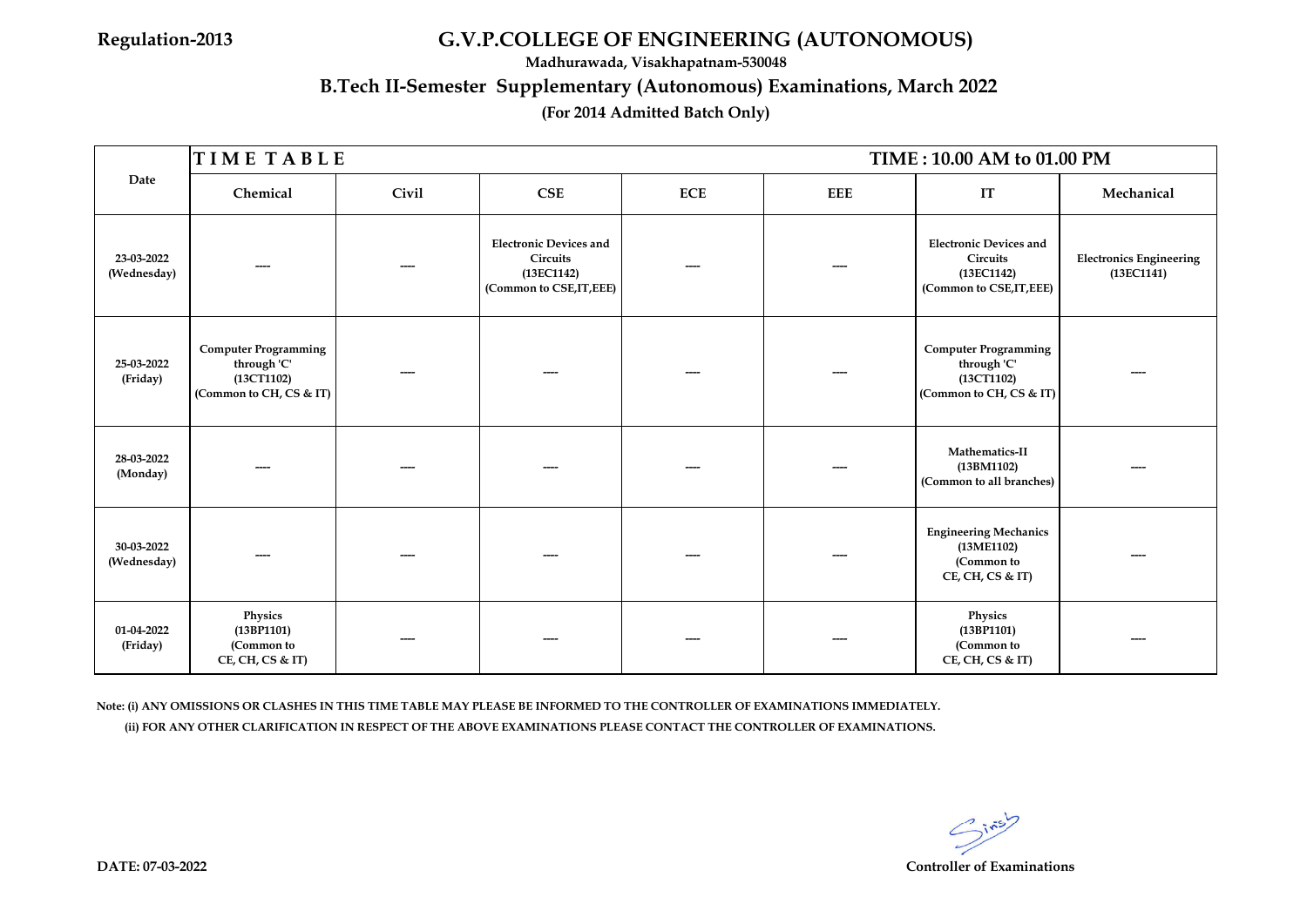Regulation-2013

# G.V.P.COLLEGE OF ENGINEERING (AUTONOMOUS)

**Madhurawada, Visakhapatnam-530048**

## B.Tech II-Semester Supplementary (Autonomous) Examinations, March 2022

**(For 2014 Admitted Batch Only)**

**TIME TABLE** — **TIME : 10.00 AM to 01.00 PM**

| Date | Chemical | Civil | CSE | ECE | EEE | IT | Mechanical |
|---|---|---|---|---|---|---|---|
| 23-03-2022 (Wednesday) | ---- | ---- | Electronic Devices and Circuits (13EC1142) (Common to CSE,IT,EEE) | ---- | ---- | Electronic Devices and Circuits (13EC1142) (Common to CSE,IT,EEE) | Electronics Engineering (13EC1141) |
| 25-03-2022 (Friday) | Computer Programming through 'C' (13CT1102) (Common to CH, CS & IT) | ---- | ---- | ---- | ---- | Computer Programming through 'C' (13CT1102) (Common to CH, CS & IT) | ---- |
| 28-03-2022 (Monday) | ---- | ---- | ---- | ---- | ---- | Mathematics-II (13BM1102) (Common to all branches) | ---- |
| 30-03-2022 (Wednesday) | ---- | ---- | ---- | ---- | ---- | Engineering Mechanics (13ME1102) (Common to CE, CH, CS & IT) | ---- |
| 01-04-2022 (Friday) | Physics (13BP1101) (Common to CE, CH, CS & IT) | ---- | ---- | ---- | ---- | Physics (13BP1101) (Common to CE, CH, CS & IT) | ---- |

Note: (i) ANY OMISSIONS OR CLASHES IN THIS TIME TABLE MAY PLEASE BE INFORMED TO THE CONTROLLER OF EXAMINATIONS IMMEDIATELY.

(ii) FOR ANY OTHER CLARIFICATION IN RESPECT OF THE ABOVE EXAMINATIONS PLEASE CONTACT THE CONTROLLER OF EXAMINATIONS.

**DATE: 07-03-2022**

**Controller of Examinations**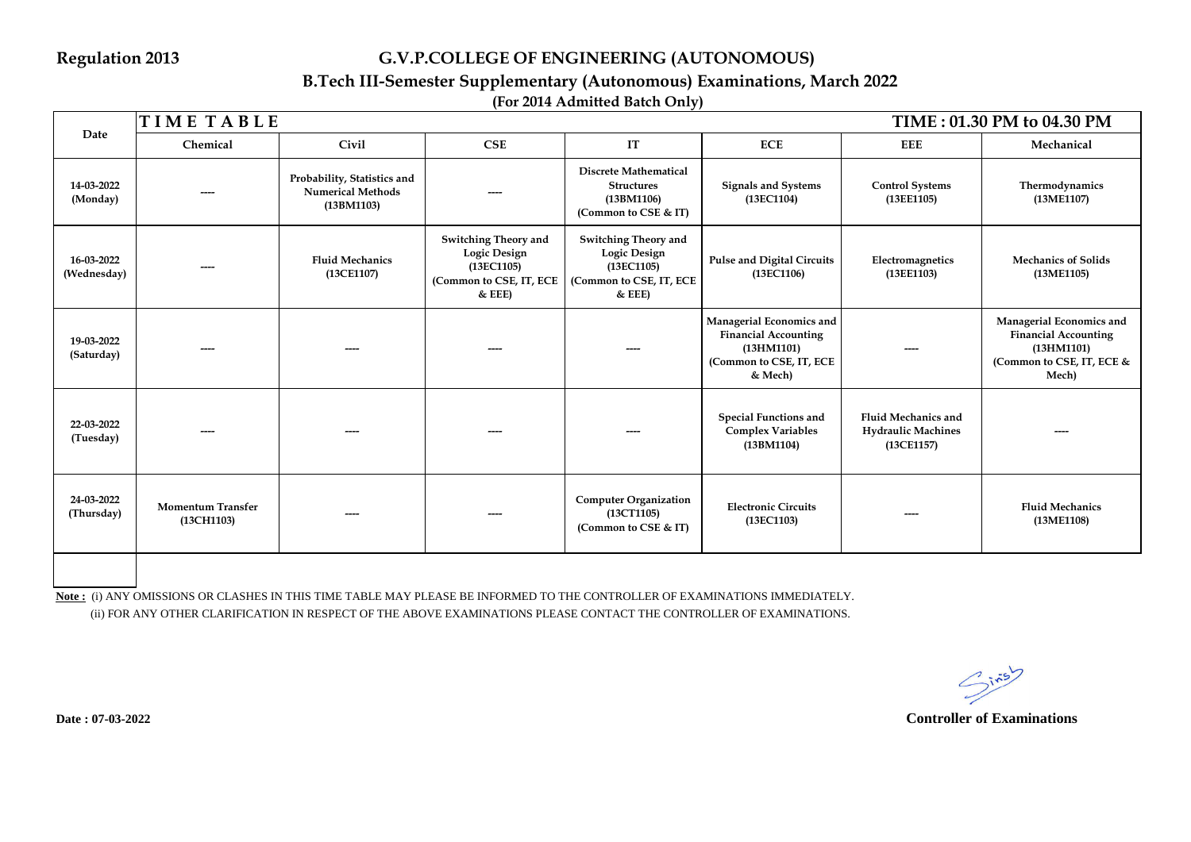Regulation 2013

# G.V.P.COLLEGE OF ENGINEERING (AUTONOMOUS)

## B.Tech III-Semester Supplementary (Autonomous) Examinations, March 2022

**(For 2014 Admitted Batch Only)**

**TIME TABLE** — **TIME : 01.30 PM to 04.30 PM**

| Date | Chemical | Civil | CSE | IT | ECE | EEE | Mechanical |
|---|---|---|---|---|---|---|---|
| 14-03-2022 (Monday) | ---- | Probability, Statistics and Numerical Methods (13BM1103) | ---- | Discrete Mathematical Structures (13BM1106) (Common to CSE & IT) | Signals and Systems (13EC1104) | Control Systems (13EE1105) | Thermodynamics (13ME1107) |
| 16-03-2022 (Wednesday) | ---- | Fluid Mechanics (13CE1107) | Switching Theory and Logic Design (13EC1105) (Common to CSE, IT, ECE & EEE) | Switching Theory and Logic Design (13EC1105) (Common to CSE, IT, ECE & EEE) | Pulse and Digital Circuits (13EC1106) | Electromagnetics (13EE1103) | Mechanics of Solids (13ME1105) |
| 19-03-2022 (Saturday) | ---- | ---- | ---- | ---- | Managerial Economics and Financial Accounting (13HM1101) (Common to CSE, IT, ECE & Mech) | ---- | Managerial Economics and Financial Accounting (13HM1101) (Common to CSE, IT, ECE & Mech) |
| 22-03-2022 (Tuesday) | ---- | ---- | ---- | ---- | Special Functions and Complex Variables (13BM1104) | Fluid Mechanics and Hydraulic Machines (13CE1157) | ---- |
| 24-03-2022 (Thursday) | Momentum Transfer (13CH1103) | ---- | ---- | Computer Organization (13CT1105) (Common to CSE & IT) | Electronic Circuits (13EC1103) | ---- | Fluid Mechanics (13ME1108) |

**Note :** (i) ANY OMISSIONS OR CLASHES IN THIS TIME TABLE MAY PLEASE BE INFORMED TO THE CONTROLLER OF EXAMINATIONS IMMEDIATELY.
(ii) FOR ANY OTHER CLARIFICATION IN RESPECT OF THE ABOVE EXAMINATIONS PLEASE CONTACT THE CONTROLLER OF EXAMINATIONS.

**Date : 07-03-2022**

**Controller of Examinations**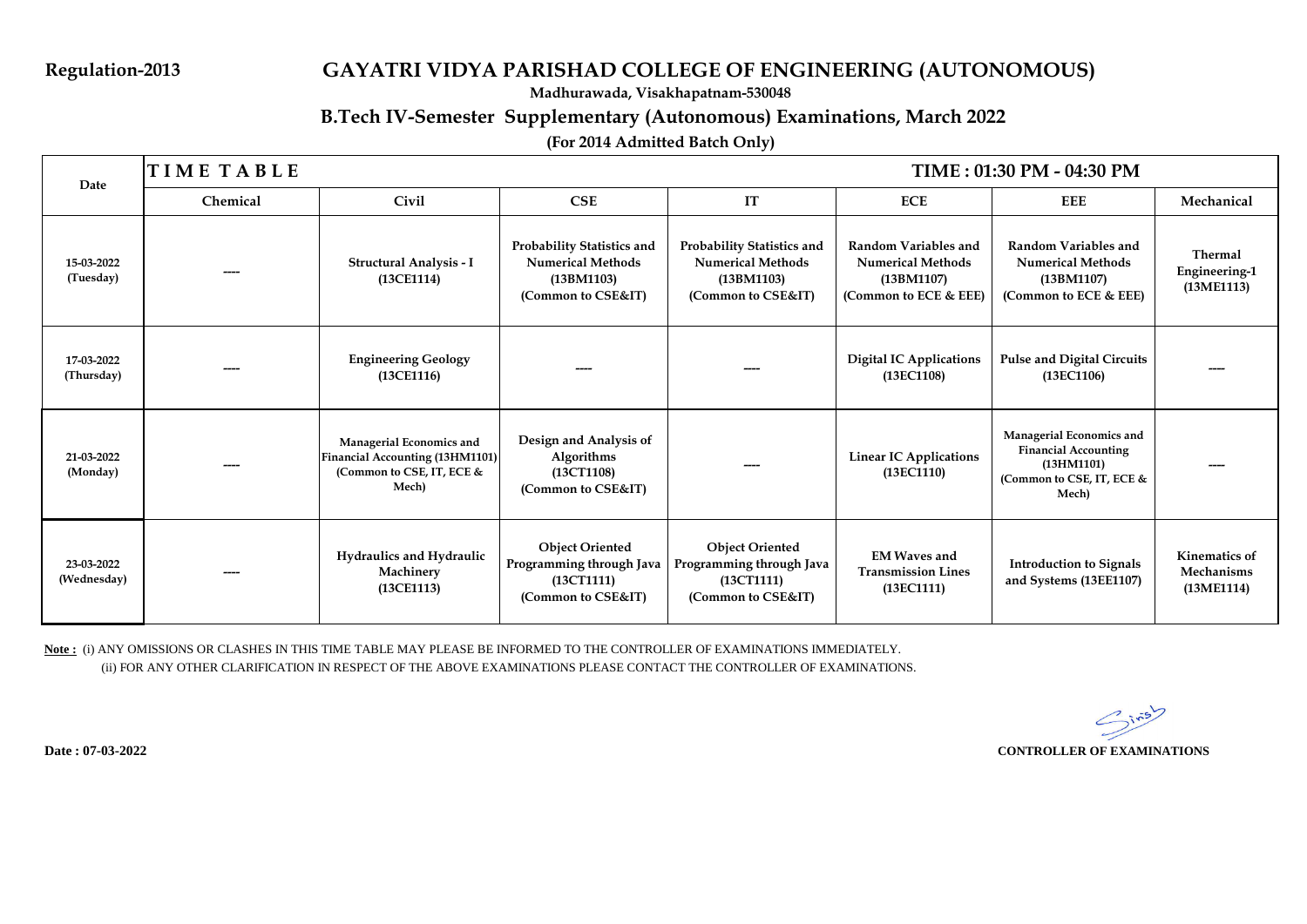Regulation-2013

# GAYATRI VIDYA PARISHAD COLLEGE OF ENGINEERING (AUTONOMOUS)

**Madhurawada, Visakhapatnam-530048**

## B.Tech IV-Semester Supplementary (Autonomous) Examinations, March 2022

**(For 2014 Admitted Batch Only)**

| Date | T I M E T A B L E | | | | | TIME : 01:30 PM - 04:30 PM | |
|---|---|---|---|---|---|---|---|
| | Chemical | Civil | CSE | IT | ECE | EEE | Mechanical |
| 15-03-2022 (Tuesday) | ---- | Structural Analysis - I (13CE1114) | Probability Statistics and Numerical Methods (13BM1103) (Common to CSE&IT) | Probability Statistics and Numerical Methods (13BM1103) (Common to CSE&IT) | Random Variables and Numerical Methods (13BM1107) (Common to ECE & EEE) | Random Variables and Numerical Methods (13BM1107) (Common to ECE & EEE) | Thermal Engineering-1 (13ME1113) |
| 17-03-2022 (Thursday) | ---- | Engineering Geology (13CE1116) | ---- | ---- | Digital IC Applications (13EC1108) | Pulse and Digital Circuits (13EC1106) | ---- |
| 21-03-2022 (Monday) | ---- | Managerial Economics and Financial Accounting (13HM1101) (Common to CSE, IT, ECE & Mech) | Design and Analysis of Algorithms (13CT1108) (Common to CSE&IT) | ---- | Linear IC Applications (13EC1110) | Managerial Economics and Financial Accounting (13HM1101) (Common to CSE, IT, ECE & Mech) | ---- |
| 23-03-2022 (Wednesday) | ---- | Hydraulics and Hydraulic Machinery (13CE1113) | Object Oriented Programming through Java (13CT1111) (Common to CSE&IT) | Object Oriented Programming through Java (13CT1111) (Common to CSE&IT) | EM Waves and Transmission Lines (13EC1111) | Introduction to Signals and Systems (13EE1107) | Kinematics of Mechanisms (13ME1114) |

**Note :** (i) ANY OMISSIONS OR CLASHES IN THIS TIME TABLE MAY PLEASE BE INFORMED TO THE CONTROLLER OF EXAMINATIONS IMMEDIATELY.
(ii) FOR ANY OTHER CLARIFICATION IN RESPECT OF THE ABOVE EXAMINATIONS PLEASE CONTACT THE CONTROLLER OF EXAMINATIONS.

**Date : 07-03-2022**

**CONTROLLER OF EXAMINATIONS**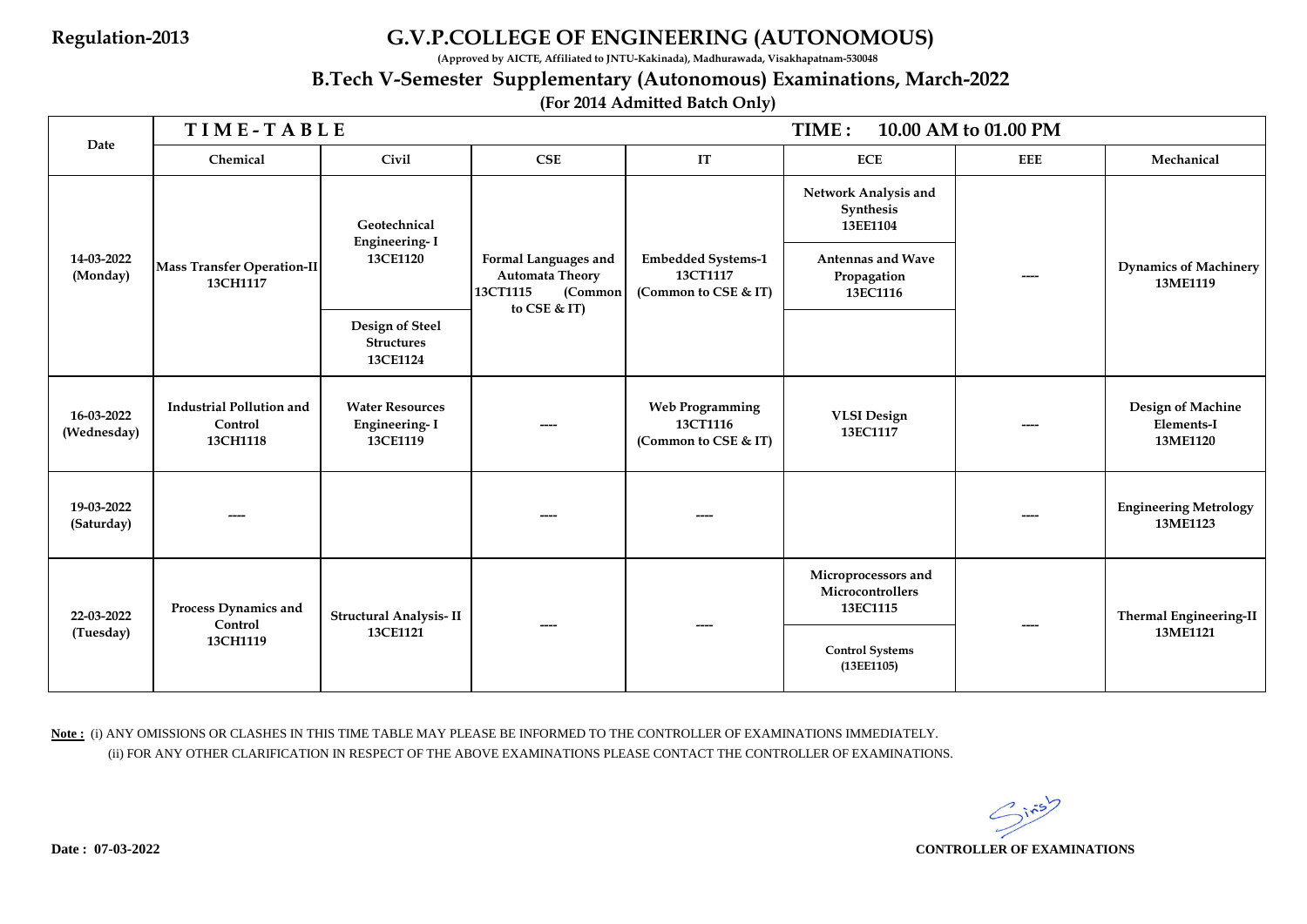Regulation-2013

# G.V.P.COLLEGE OF ENGINEERING (AUTONOMOUS)

**(Approved by AICTE, Affiliated to JNTU-Kakinada), Madhurawada, Visakhapatnam-530048**

## B.Tech V-Semester Supplementary (Autonomous) Examinations, March-2022

**(For 2014 Admitted Batch Only)**

| Date | TIME-TABLE | | | | TIME: 10.00 AM to 01.00 PM | | |
|---|---|---|---|---|---|---|---|
| | **Chemical** | **Civil** | **CSE** | **IT** | **ECE** | **EEE** | **Mechanical** |
| 14-03-2022 (Monday) | Mass Transfer Operation-II 13CH1117 | Geotechnical Engineering- I 13CE1120<br>Design of Steel Structures 13CE1124 | Formal Languages and Automata Theory 13CT1115 (Common to CSE & IT) | Embedded Systems-1 13CT1117 (Common to CSE & IT) | Network Analysis and Synthesis 13EE1104<br>Antennas and Wave Propagation 13EC1116 | ---- | Dynamics of Machinery 13ME1119 |
| 16-03-2022 (Wednesday) | Industrial Pollution and Control 13CH1118 | Water Resources Engineering- I 13CE1119 | ---- | Web Programming 13CT1116 (Common to CSE & IT) | VLSI Design 13EC1117 | ---- | Design of Machine Elements-I 13ME1120 |
| 19-03-2022 (Saturday) | ---- | | ---- | ---- | | ---- | Engineering Metrology 13ME1123 |
| 22-03-2022 (Tuesday) | Process Dynamics and Control 13CH1119 | Structural Analysis- II 13CE1121 | ---- | ---- | Microprocessors and Microcontrollers 13EC1115<br>Control Systems (13EE1105) | ---- | Thermal Engineering-II 13ME1121 |

**Note :** (i) ANY OMISSIONS OR CLASHES IN THIS TIME TABLE MAY PLEASE BE INFORMED TO THE CONTROLLER OF EXAMINATIONS IMMEDIATELY.
(ii) FOR ANY OTHER CLARIFICATION IN RESPECT OF THE ABOVE EXAMINATIONS PLEASE CONTACT THE CONTROLLER OF EXAMINATIONS.

**Date : 07-03-2022**

**CONTROLLER OF EXAMINATIONS**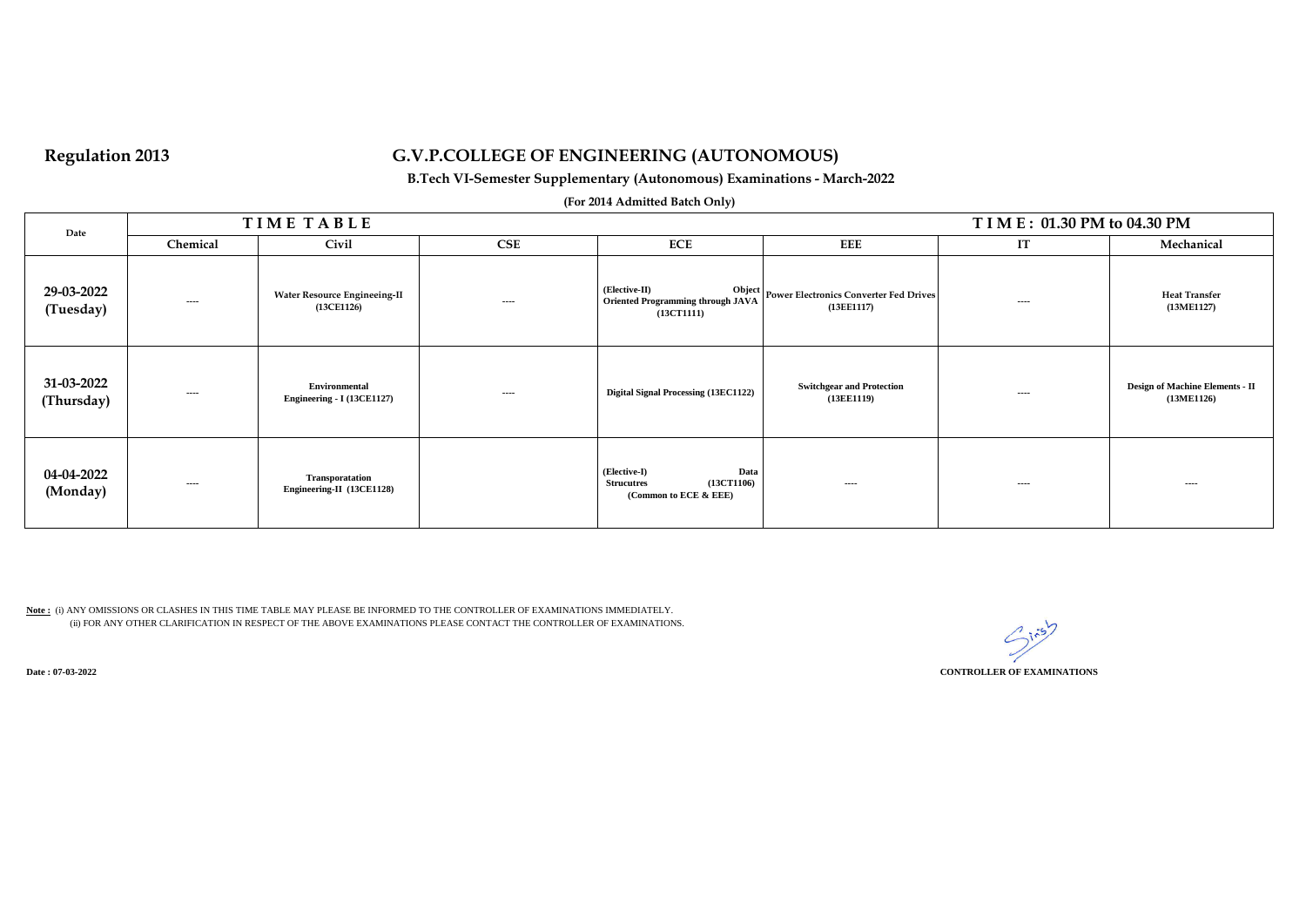**Regulation 2013**

# G.V.P.COLLEGE OF ENGINEERING (AUTONOMOUS)

**B.Tech VI-Semester Supplementary (Autonomous) Examinations - March-2022**

**(For 2014 Admitted Batch Only)**

| Date | TIME TABLE | | | | | TIME: 01.30 PM to 04.30 PM | |
|---|---|---|---|---|---|---|---|
| | Chemical | Civil | CSE | ECE | EEE | IT | Mechanical |
| 29-03-2022 (Tuesday) | ---- | Water Resource Engineeing-II (13CE1126) | ---- | (Elective-II) Object Oriented Programming through JAVA (13CT1111) | Power Electronics Converter Fed Drives (13EE1117) | ---- | Heat Transfer (13ME1127) |
| 31-03-2022 (Thursday) | ---- | Environmental Engineering - I (13CE1127) | ---- | Digital Signal Processing (13EC1122) | Switchgear and Protection (13EE1119) | ---- | Design of Machine Elements - II (13ME1126) |
| 04-04-2022 (Monday) | ---- | Transporatation Engineering-II (13CE1128) | | (Elective-I) Data Strucutres (13CT1106) (Common to ECE & EEE) | ---- | ---- | ---- |

**Note :** (i) ANY OMISSIONS OR CLASHES IN THIS TIME TABLE MAY PLEASE BE INFORMED TO THE CONTROLLER OF EXAMINATIONS IMMEDIATELY.
(ii) FOR ANY OTHER CLARIFICATION IN RESPECT OF THE ABOVE EXAMINATIONS PLEASE CONTACT THE CONTROLLER OF EXAMINATIONS.

**Date : 07-03-2022**

**CONTROLLER OF EXAMINATIONS**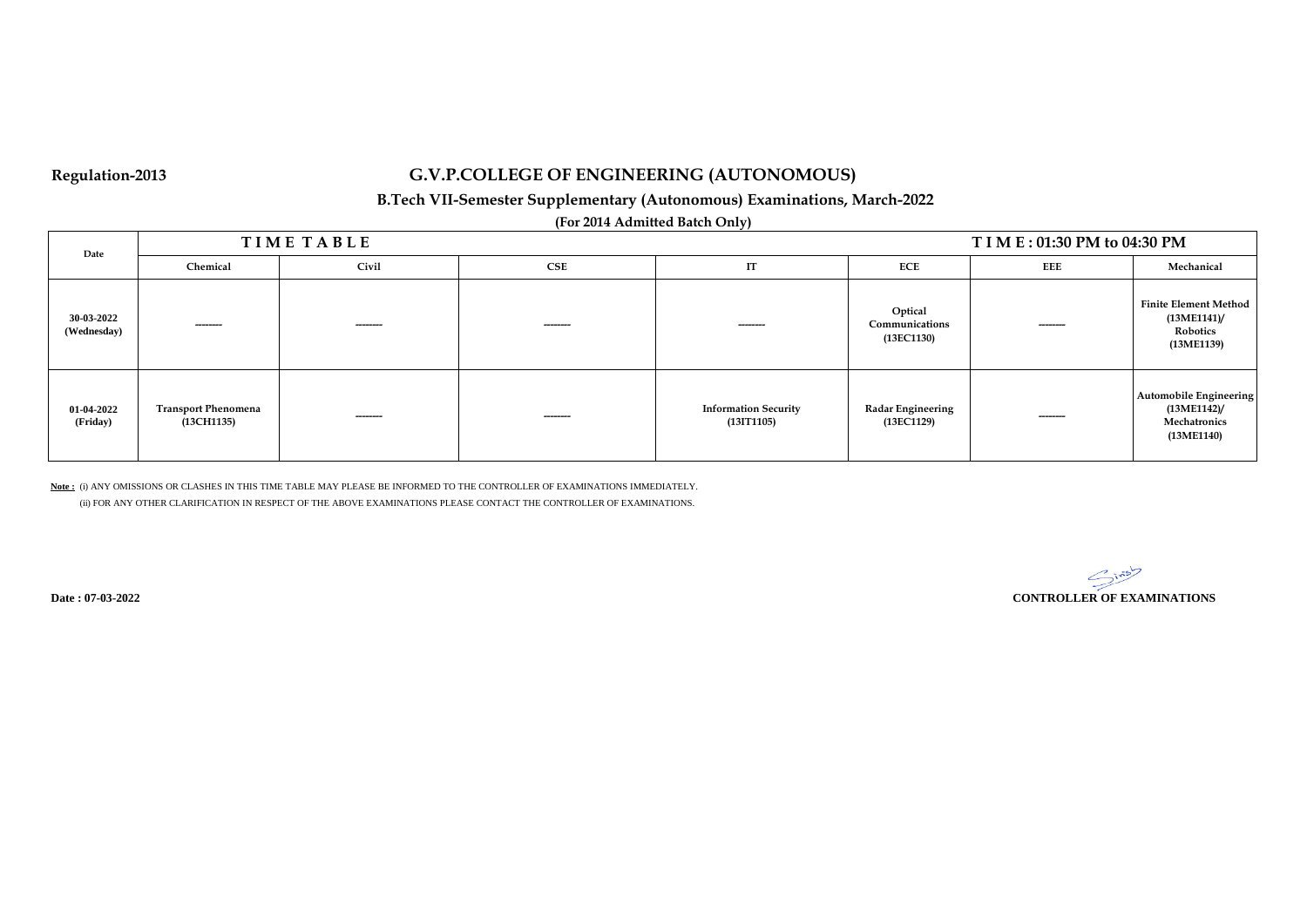Regulation-2013

# G.V.P.COLLEGE OF ENGINEERING (AUTONOMOUS)

## B.Tech VII-Semester Supplementary (Autonomous) Examinations, March-2022

**(For 2014 Admitted Batch Only)**

| Date | T I M E T A B L E | | | | | | T I M E : 01:30 PM to 04:30 PM |
|---|---|---|---|---|---|---|---|
| | Chemical | Civil | CSE | IT | ECE | EEE | Mechanical |
| 30-03-2022 (Wednesday) | -------- | -------- | -------- | -------- | Optical Communications (13EC1130) | -------- | Finite Element Method (13ME1141)/ Robotics (13ME1139) |
| 01-04-2022 (Friday) | Transport Phenomena (13CH1135) | -------- | -------- | Information Security (13IT1105) | Radar Engineering (13EC1129) | -------- | Automobile Engineering (13ME1142)/ Mechatronics (13ME1140) |

**Note :** (i) ANY OMISSIONS OR CLASHES IN THIS TIME TABLE MAY PLEASE BE INFORMED TO THE CONTROLLER OF EXAMINATIONS IMMEDIATELY.

(ii) FOR ANY OTHER CLARIFICATION IN RESPECT OF THE ABOVE EXAMINATIONS PLEASE CONTACT THE CONTROLLER OF EXAMINATIONS.

**Date : 07-03-2022**

**CONTROLLER OF EXAMINATIONS**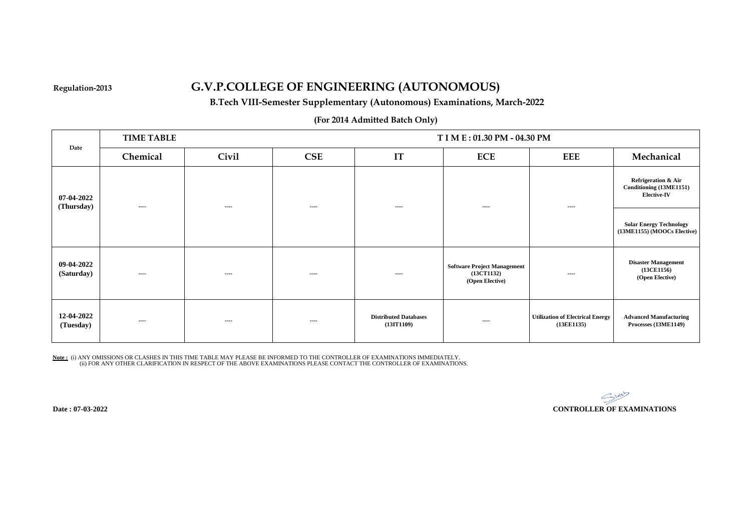Regulation-2013

# G.V.P.COLLEGE OF ENGINEERING (AUTONOMOUS)

## B.Tech VIII-Semester Supplementary (Autonomous) Examinations, March-2022

### (For 2014 Admitted Batch Only)

| Date | TIME TABLE | | | T I M E : 01.30 PM - 04.30 PM | | | |
|---|---|---|---|---|---|---|---|
| | Chemical | Civil | CSE | IT | ECE | EEE | Mechanical |
| 07-04-2022 (Thursday) | ---- | ---- | ---- | ---- | ---- | ---- | **Refrigeration & Air Conditioning (13ME1151) Elective-IV** |
| | | | | | | | **Solar Energy Technology (13ME1155) (MOOCs Elective)** |
| 09-04-2022 (Saturday) | ---- | ---- | ---- | ---- | **Software Project Management (13CT1132) (Open Elective)** | ---- | **Disaster Management (13CE1156) (Open Elective)** |
| 12-04-2022 (Tuesday) | ---- | ---- | ---- | **Distributed Databases (13IT1109)** | ---- | **Utilization of Electrical Energy (13EE1135)** | **Advanced Manufacturing Processes (13ME1149)** |

**Note :** (i) ANY OMISSIONS OR CLASHES IN THIS TIME TABLE MAY PLEASE BE INFORMED TO THE CONTROLLER OF EXAMINATIONS IMMEDIATELY.
(ii) FOR ANY OTHER CLARIFICATION IN RESPECT OF THE ABOVE EXAMINATIONS PLEASE CONTACT THE CONTROLLER OF EXAMINATIONS.

**Date : 07-03-2022**

**CONTROLLER OF EXAMINATIONS**